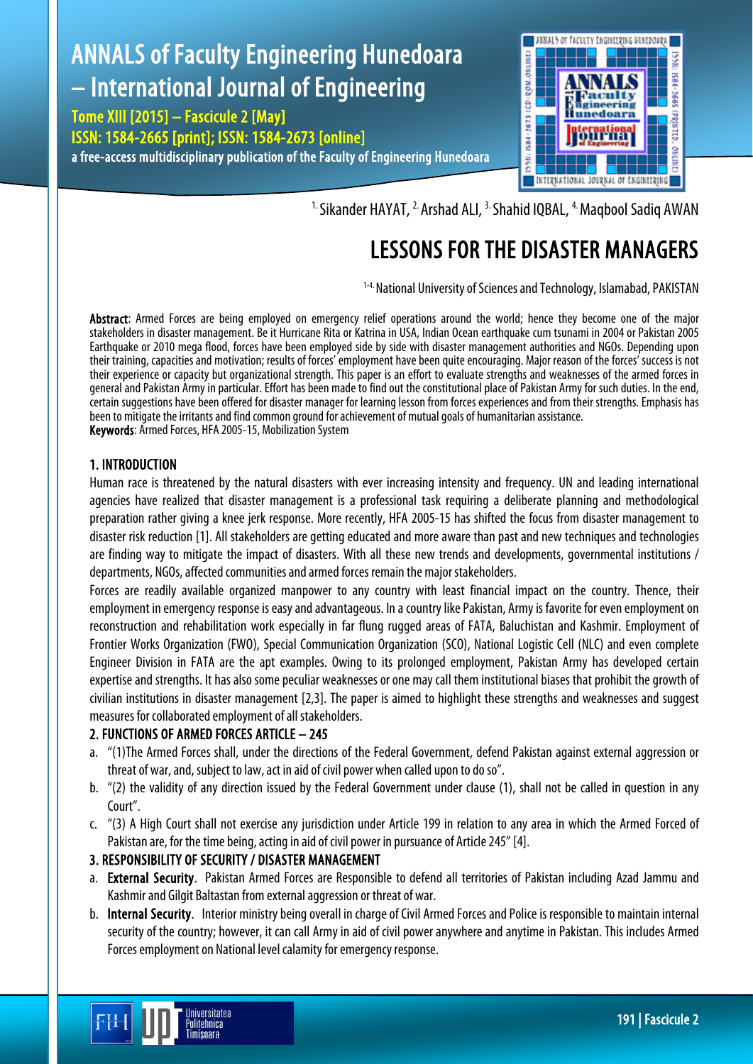[1.] Sikander HAYAT, [2.] Arshad ALI, [3.] Shahid IQBAL, [4.] Maqbool Sadiq AWAN

# LESSONS FOR THE DISASTER MANAGERS

[1-4.] National University of Sciences and Technology, Islamabad, PAKISTAN

**Abstract**: Armed Forces are being employed on emergency relief operations around the world; hence they become one of the major stakeholders in disaster management. Be it Hurricane Rita or Katrina in USA, Indian Ocean earthquake cum tsunami in 2004 or Pakistan 2005 Earthquake or 2010 mega flood, forces have been employed side by side with disaster management authorities and NGOs. Depending upon their training, capacities and motivation; results of forces' employment have been quite encouraging. Major reason of the forces' success is not their experience or capacity but organizational strength. This paper is an effort to evaluate strengths and weaknesses of the armed forces in general and Pakistan Army in particular. Effort has been made to find out the constitutional place of Pakistan Army for such duties. In the end, certain suggestions have been offered for disaster manager for learning lesson from forces experiences and from their strengths. Emphasis has been to mitigate the irritants and find common ground for achievement of mutual goals of humanitarian assistance.

**Keywords**: Armed Forces, HFA 2005-15, Mobilization System

## 1. INTRODUCTION

Human race is threatened by the natural disasters with ever increasing intensity and frequency. UN and leading international agencies have realized that disaster management is a professional task requiring a deliberate planning and methodological preparation rather giving a knee jerk response. More recently, HFA 2005-15 has shifted the focus from disaster management to disaster risk reduction [1]. All stakeholders are getting educated and more aware than past and new techniques and technologies are finding way to mitigate the impact of disasters. With all these new trends and developments, governmental institutions / departments, NGOs, affected communities and armed forces remain the major stakeholders.

Forces are readily available organized manpower to any country with least financial impact on the country. Thence, their employment in emergency response is easy and advantageous. In a country like Pakistan, Army is favorite for even employment on reconstruction and rehabilitation work especially in far flung rugged areas of FATA, Baluchistan and Kashmir. Employment of Frontier Works Organization (FWO), Special Communication Organization (SCO), National Logistic Cell (NLC) and even complete Engineer Division in FATA are the apt examples. Owing to its prolonged employment, Pakistan Army has developed certain expertise and strengths. It has also some peculiar weaknesses or one may call them institutional biases that prohibit the growth of civilian institutions in disaster management [2,3]. The paper is aimed to highlight these strengths and weaknesses and suggest measures for collaborated employment of all stakeholders.

## 2. FUNCTIONS OF ARMED FORCES ARTICLE – 245

a. "(1)The Armed Forces shall, under the directions of the Federal Government, defend Pakistan against external aggression or threat of war, and, subject to law, act in aid of civil power when called upon to do so".

b. "(2) the validity of any direction issued by the Federal Government under clause (1), shall not be called in question in any Court".

c. "(3) A High Court shall not exercise any jurisdiction under Article 199 in relation to any area in which the Armed Forced of Pakistan are, for the time being, acting in aid of civil power in pursuance of Article 245" [4].

## 3. RESPONSIBILITY OF SECURITY / DISASTER MANAGEMENT

a. **External Security**. Pakistan Armed Forces are Responsible to defend all territories of Pakistan including Azad Jammu and Kashmir and Gilgit Baltastan from external aggression or threat of war.

b. **Internal Security**. Interior ministry being overall in charge of Civil Armed Forces and Police is responsible to maintain internal security of the country; however, it can call Army in aid of civil power anywhere and anytime in Pakistan. This includes Armed Forces employment on National level calamity for emergency response.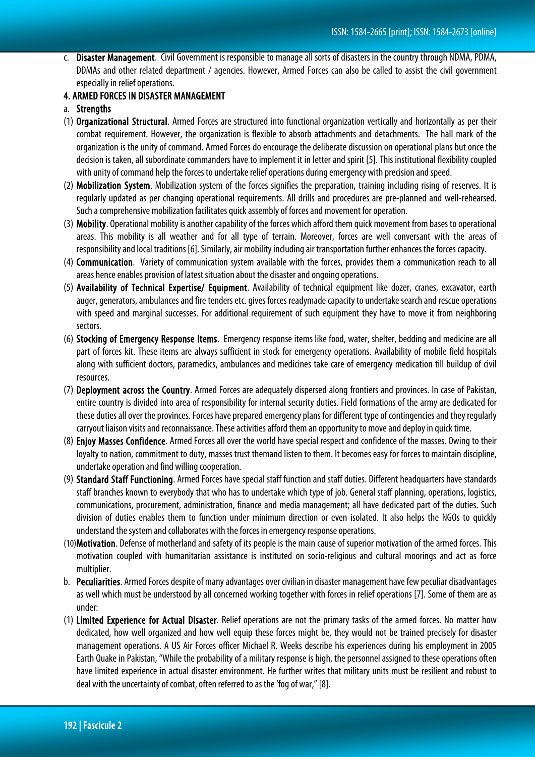c. **Disaster Management**. Civil Government is responsible to manage all sorts of disasters in the country through NDMA, PDMA, DDMAs and other related department / agencies. However, Armed Forces can also be called to assist the civil government especially in relief operations.

## 4. ARMED FORCES IN DISASTER MANAGEMENT

a. **Strengths**

(1) **Organizational Structural**. Armed Forces are structured into functional organization vertically and horizontally as per their combat requirement. However, the organization is flexible to absorb attachments and detachments. The hall mark of the organization is the unity of command. Armed Forces do encourage the deliberate discussion on operational plans but once the decision is taken, all subordinate commanders have to implement it in letter and spirit [5]. This institutional flexibility coupled with unity of command help the forces to undertake relief operations during emergency with precision and speed.

(2) **Mobilization System**. Mobilization system of the forces signifies the preparation, training including rising of reserves. It is regularly updated as per changing operational requirements. All drills and procedures are pre-planned and well-rehearsed. Such a comprehensive mobilization facilitates quick assembly of forces and movement for operation.

(3) **Mobility**. Operational mobility is another capability of the forces which afford them quick movement from bases to operational areas. This mobility is all weather and for all type of terrain. Moreover, forces are well conversant with the areas of responsibility and local traditions [6]. Similarly, air mobility including air transportation further enhances the forces capacity.

(4) **Communication**. Variety of communication system available with the forces, provides them a communication reach to all areas hence enables provision of latest situation about the disaster and ongoing operations.

(5) **Availability of Technical Expertise/ Equipment**. Availability of technical equipment like dozer, cranes, excavator, earth auger, generators, ambulances and fire tenders etc. gives forces readymade capacity to undertake search and rescue operations with speed and marginal successes. For additional requirement of such equipment they have to move it from neighboring sectors.

(6) **Stocking of Emergency Response Items**. Emergency response items like food, water, shelter, bedding and medicine are all part of forces kit. These items are always sufficient in stock for emergency operations. Availability of mobile field hospitals along with sufficient doctors, paramedics, ambulances and medicines take care of emergency medication till buildup of civil resources.

(7) **Deployment across the Country**. Armed Forces are adequately dispersed along frontiers and provinces. In case of Pakistan, entire country is divided into area of responsibility for internal security duties. Field formations of the army are dedicated for these duties all over the provinces. Forces have prepared emergency plans for different type of contingencies and they regularly carryout liaison visits and reconnaissance. These activities afford them an opportunity to move and deploy in quick time.

(8) **Enjoy Masses Confidence**. Armed Forces all over the world have special respect and confidence of the masses. Owing to their loyalty to nation, commitment to duty, masses trust themand listen to them. It becomes easy for forces to maintain discipline, undertake operation and find willing cooperation.

(9) **Standard Staff Functioning**. Armed Forces have special staff function and staff duties. Different headquarters have standards staff branches known to everybody that who has to undertake which type of job. General staff planning, operations, logistics, communications, procurement, administration, finance and media management; all have dedicated part of the duties. Such division of duties enables them to function under minimum direction or even isolated. It also helps the NGOs to quickly understand the system and collaborates with the forces in emergency response operations.

(10) **Motivation**. Defense of motherland and safety of its people is the main cause of superior motivation of the armed forces. This motivation coupled with humanitarian assistance is instituted on socio-religious and cultural moorings and act as force multiplier.

b. **Peculiarities**. Armed Forces despite of many advantages over civilian in disaster management have few peculiar disadvantages as well which must be understood by all concerned working together with forces in relief operations [7]. Some of them are as under:

(1) **Limited Experience for Actual Disaster**. Relief operations are not the primary tasks of the armed forces. No matter how dedicated, how well organized and how well equip these forces might be, they would not be trained precisely for disaster management operations. A US Air Forces officer Michael R. Weeks describe his experiences during his employment in 2005 Earth Quake in Pakistan, "While the probability of a military response is high, the personnel assigned to these operations often have limited experience in actual disaster environment. He further writes that military units must be resilient and robust to deal with the uncertainty of combat, often referred to as the 'fog of war," [8].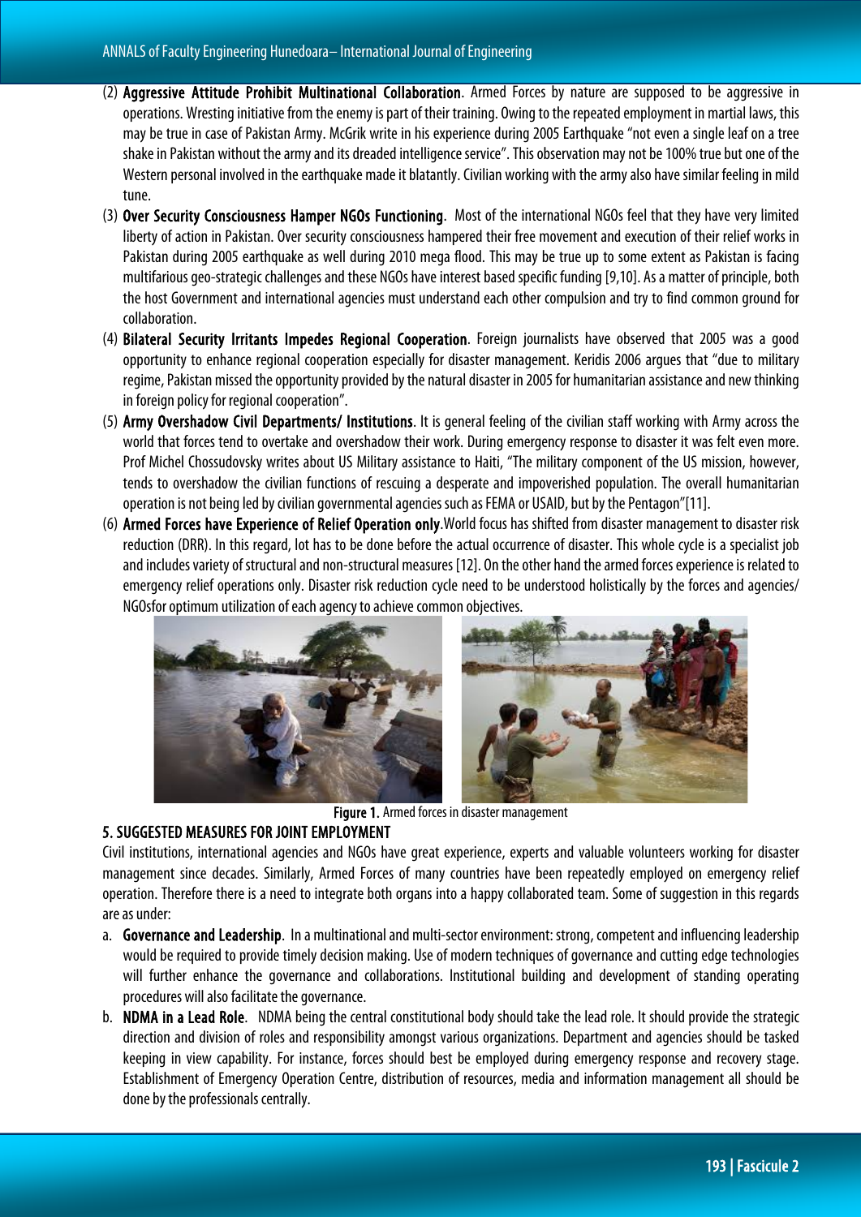(2) **Aggressive Attitude Prohibit Multinational Collaboration**. Armed Forces by nature are supposed to be aggressive in operations. Wresting initiative from the enemy is part of their training. Owing to the repeated employment in martial laws, this may be true in case of Pakistan Army. McGrik write in his experience during 2005 Earthquake "not even a single leaf on a tree shake in Pakistan without the army and its dreaded intelligence service". This observation may not be 100% true but one of the Western personal involved in the earthquake made it blatantly. Civilian working with the army also have similar feeling in mild tune.

(3) **Over Security Consciousness Hamper NGOs Functioning**. Most of the international NGOs feel that they have very limited liberty of action in Pakistan. Over security consciousness hampered their free movement and execution of their relief works in Pakistan during 2005 earthquake as well during 2010 mega flood. This may be true up to some extent as Pakistan is facing multifarious geo-strategic challenges and these NGOs have interest based specific funding [9,10]. As a matter of principle, both the host Government and international agencies must understand each other compulsion and try to find common ground for collaboration.

(4) **Bilateral Security Irritants Impedes Regional Cooperation**. Foreign journalists have observed that 2005 was a good opportunity to enhance regional cooperation especially for disaster management. Keridis 2006 argues that "due to military regime, Pakistan missed the opportunity provided by the natural disaster in 2005 for humanitarian assistance and new thinking in foreign policy for regional cooperation".

(5) **Army Overshadow Civil Departments/ Institutions**. It is general feeling of the civilian staff working with Army across the world that forces tend to overtake and overshadow their work. During emergency response to disaster it was felt even more. Prof Michel Chossudovsky writes about US Military assistance to Haiti, "The military component of the US mission, however, tends to overshadow the civilian functions of rescuing a desperate and impoverished population. The overall humanitarian operation is not being led by civilian governmental agencies such as FEMA or USAID, but by the Pentagon"[11].

(6) **Armed Forces have Experience of Relief Operation only**.World focus has shifted from disaster management to disaster risk reduction (DRR). In this regard, lot has to be done before the actual occurrence of disaster. This whole cycle is a specialist job and includes variety of structural and non-structural measures [12]. On the other hand the armed forces experience is related to emergency relief operations only. Disaster risk reduction cycle need to be understood holistically by the forces and agencies/ NGOsfor optimum utilization of each agency to achieve common objectives.

**Figure 1.** Armed forces in disaster management

## 5. SUGGESTED MEASURES FOR JOINT EMPLOYMENT

Civil institutions, international agencies and NGOs have great experience, experts and valuable volunteers working for disaster management since decades. Similarly, Armed Forces of many countries have been repeatedly employed on emergency relief operation. Therefore there is a need to integrate both organs into a happy collaborated team. Some of suggestion in this regards are as under:

a. **Governance and Leadership**. In a multinational and multi-sector environment: strong, competent and influencing leadership would be required to provide timely decision making. Use of modern techniques of governance and cutting edge technologies will further enhance the governance and collaborations. Institutional building and development of standing operating procedures will also facilitate the governance.

b. **NDMA in a Lead Role**. NDMA being the central constitutional body should take the lead role. It should provide the strategic direction and division of roles and responsibility amongst various organizations. Department and agencies should be tasked keeping in view capability. For instance, forces should best be employed during emergency response and recovery stage. Establishment of Emergency Operation Centre, distribution of resources, media and information management all should be done by the professionals centrally.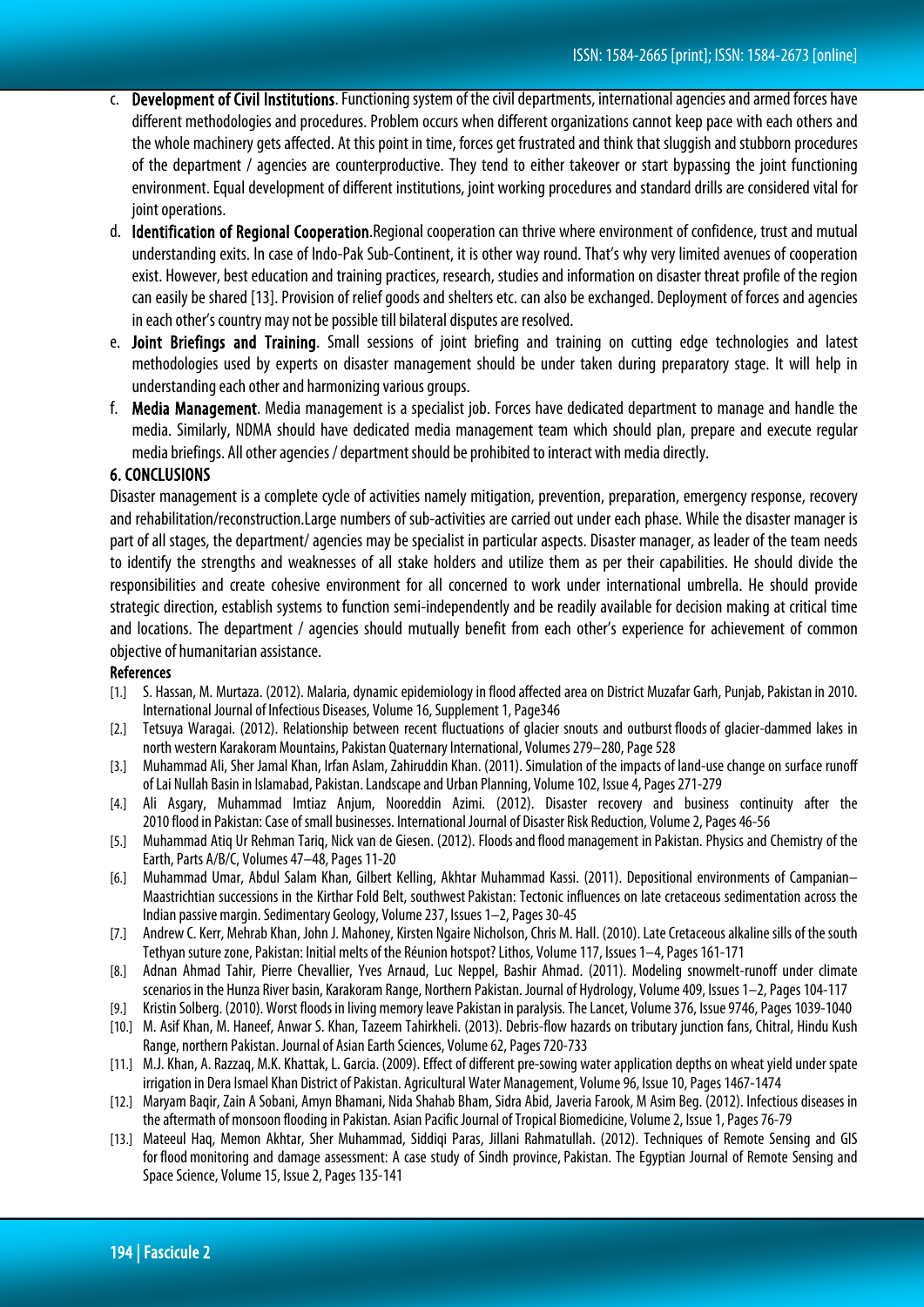c. **Development of Civil Institutions**. Functioning system of the civil departments, international agencies and armed forces have different methodologies and procedures. Problem occurs when different organizations cannot keep pace with each others and the whole machinery gets affected. At this point in time, forces get frustrated and think that sluggish and stubborn procedures of the department / agencies are counterproductive. They tend to either takeover or start bypassing the joint functioning environment. Equal development of different institutions, joint working procedures and standard drills are considered vital for joint operations.

d. **Identification of Regional Cooperation**.Regional cooperation can thrive where environment of confidence, trust and mutual understanding exits. In case of Indo-Pak Sub-Continent, it is other way round. That's why very limited avenues of cooperation exist. However, best education and training practices, research, studies and information on disaster threat profile of the region can easily be shared [13]. Provision of relief goods and shelters etc. can also be exchanged. Deployment of forces and agencies in each other's country may not be possible till bilateral disputes are resolved.

e. **Joint Briefings and Training**. Small sessions of joint briefing and training on cutting edge technologies and latest methodologies used by experts on disaster management should be under taken during preparatory stage. It will help in understanding each other and harmonizing various groups.

f. **Media Management**. Media management is a specialist job. Forces have dedicated department to manage and handle the media. Similarly, NDMA should have dedicated media management team which should plan, prepare and execute regular media briefings. All other agencies / department should be prohibited to interact with media directly.

## 6. CONCLUSIONS

Disaster management is a complete cycle of activities namely mitigation, prevention, preparation, emergency response, recovery and rehabilitation/reconstruction.Large numbers of sub-activities are carried out under each phase. While the disaster manager is part of all stages, the department/ agencies may be specialist in particular aspects. Disaster manager, as leader of the team needs to identify the strengths and weaknesses of all stake holders and utilize them as per their capabilities. He should divide the responsibilities and create cohesive environment for all concerned to work under international umbrella. He should provide strategic direction, establish systems to function semi-independently and be readily available for decision making at critical time and locations. The department / agencies should mutually benefit from each other's experience for achievement of common objective of humanitarian assistance.

### References

[1.] S. Hassan, M. Murtaza. (2012). Malaria, dynamic epidemiology in flood affected area on District Muzafar Garh, Punjab, Pakistan in 2010. International Journal of Infectious Diseases, Volume 16, Supplement 1, Page346

[2.] Tetsuya Waragai. (2012). Relationship between recent fluctuations of glacier snouts and outburst floods of glacier-dammed lakes in north western Karakoram Mountains, Pakistan Quaternary International, Volumes 279–280, Page 528

[3.] Muhammad Ali, Sher Jamal Khan, Irfan Aslam, Zahiruddin Khan. (2011). Simulation of the impacts of land-use change on surface runoff of Lai Nullah Basin in Islamabad, Pakistan. Landscape and Urban Planning, Volume 102, Issue 4, Pages 271-279

[4.] Ali Asgary, Muhammad Imtiaz Anjum, Nooreddin Azimi. (2012). Disaster recovery and business continuity after the 2010 flood in Pakistan: Case of small businesses. International Journal of Disaster Risk Reduction, Volume 2, Pages 46-56

[5.] Muhammad Atiq Ur Rehman Tariq, Nick van de Giesen. (2012). Floods and flood management in Pakistan. Physics and Chemistry of the Earth, Parts A/B/C, Volumes 47–48, Pages 11-20

[6.] Muhammad Umar, Abdul Salam Khan, Gilbert Kelling, Akhtar Muhammad Kassi. (2011). Depositional environments of Campanian–Maastrichtian successions in the Kirthar Fold Belt, southwest Pakistan: Tectonic influences on late cretaceous sedimentation across the Indian passive margin. Sedimentary Geology, Volume 237, Issues 1–2, Pages 30-45

[7.] Andrew C. Kerr, Mehrab Khan, John J. Mahoney, Kirsten Ngaire Nicholson, Chris M. Hall. (2010). Late Cretaceous alkaline sills of the south Tethyan suture zone, Pakistan: Initial melts of the Réunion hotspot? Lithos, Volume 117, Issues 1–4, Pages 161-171

[8.] Adnan Ahmad Tahir, Pierre Chevallier, Yves Arnaud, Luc Neppel, Bashir Ahmad. (2011). Modeling snowmelt-runoff under climate scenarios in the Hunza River basin, Karakoram Range, Northern Pakistan. Journal of Hydrology, Volume 409, Issues 1–2, Pages 104-117

[9.] Kristin Solberg. (2010). Worst floods in living memory leave Pakistan in paralysis. The Lancet, Volume 376, Issue 9746, Pages 1039-1040

[10.] M. Asif Khan, M. Haneef, Anwar S. Khan, Tazeem Tahirkheli. (2013). Debris-flow hazards on tributary junction fans, Chitral, Hindu Kush Range, northern Pakistan. Journal of Asian Earth Sciences, Volume 62, Pages 720-733

[11.] M.J. Khan, A. Razzaq, M.K. Khattak, L. Garcia. (2009). Effect of different pre-sowing water application depths on wheat yield under spate irrigation in Dera Ismael Khan District of Pakistan. Agricultural Water Management, Volume 96, Issue 10, Pages 1467-1474

[12.] Maryam Baqir, Zain A Sobani, Amyn Bhamani, Nida Shahab Bham, Sidra Abid, Javeria Farook, M Asim Beg. (2012). Infectious diseases in the aftermath of monsoon flooding in Pakistan. Asian Pacific Journal of Tropical Biomedicine, Volume 2, Issue 1, Pages 76-79

[13.] Mateeul Haq, Memon Akhtar, Sher Muhammad, Siddiqi Paras, Jillani Rahmatullah. (2012). Techniques of Remote Sensing and GIS for flood monitoring and damage assessment: A case study of Sindh province, Pakistan. The Egyptian Journal of Remote Sensing and Space Science, Volume 15, Issue 2, Pages 135-141